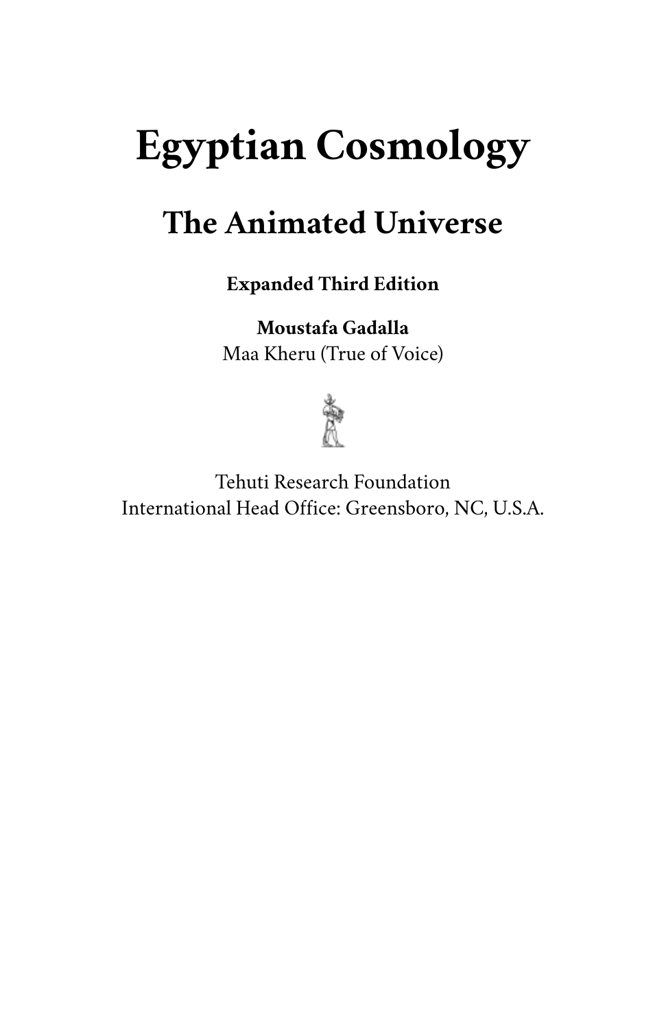# Egyptian Cosmology

## The Animated Universe

**Expanded Third Edition**

**Moustafa Gadalla**
Maa Kheru (True of Voice)

Tehuti Research Foundation
International Head Office: Greensboro, NC, U.S.A.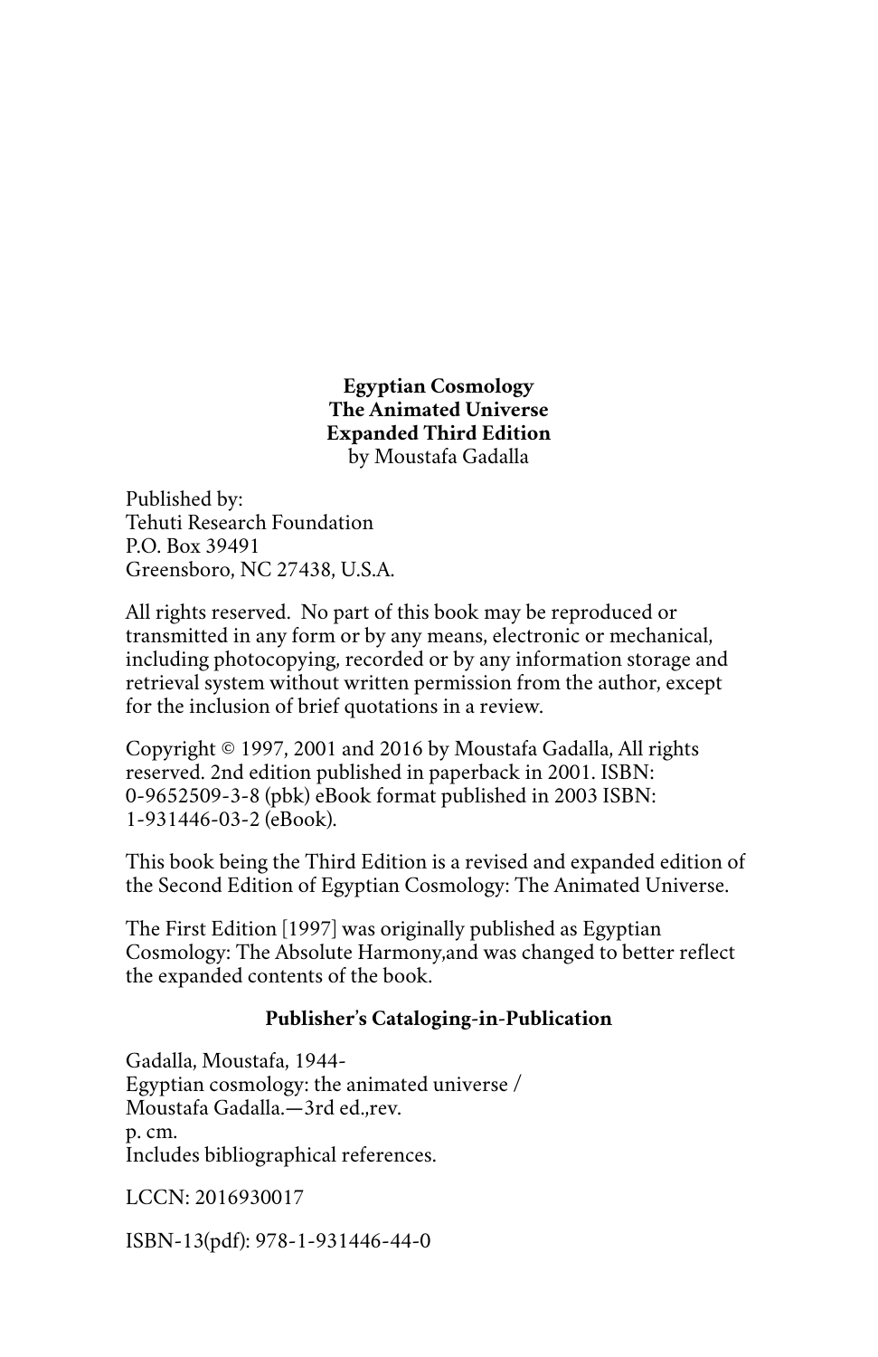**Egyptian Cosmology**
**The Animated Universe**
**Expanded Third Edition**
by Moustafa Gadalla

Published by:
Tehuti Research Foundation
P.O. Box 39491
Greensboro, NC 27438, U.S.A.

All rights reserved. No part of this book may be reproduced or transmitted in any form or by any means, electronic or mechanical, including photocopying, recorded or by any information storage and retrieval system without written permission from the author, except for the inclusion of brief quotations in a review.

Copyright © 1997, 2001 and 2016 by Moustafa Gadalla, All rights reserved. 2nd edition published in paperback in 2001. ISBN: 0-9652509-3-8 (pbk) eBook format published in 2003 ISBN: 1-931446-03-2 (eBook).

This book being the Third Edition is a revised and expanded edition of the Second Edition of Egyptian Cosmology: The Animated Universe.

The First Edition [1997] was originally published as Egyptian Cosmology: The Absolute Harmony,and was changed to better reflect the expanded contents of the book.

**Publisher's Cataloging-in-Publication**

Gadalla, Moustafa, 1944-
Egyptian cosmology: the animated universe /
Moustafa Gadalla.—3rd ed.,rev.
p. cm.
Includes bibliographical references.

LCCN: 2016930017

ISBN-13(pdf): 978-1-931446-44-0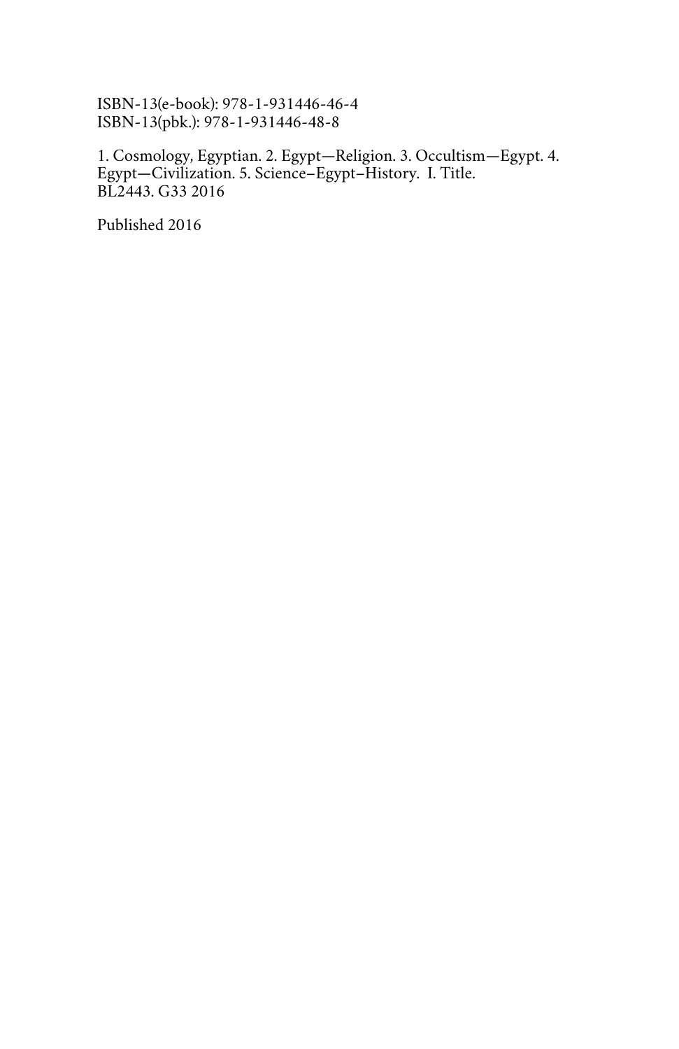ISBN-13(e-book): 978-1-931446-46-4
ISBN-13(pbk.): 978-1-931446-48-8

1. Cosmology, Egyptian. 2. Egypt—Religion. 3. Occultism—Egypt. 4. Egypt—Civilization. 5. Science–Egypt–History. I. Title.
BL2443. G33 2016

Published 2016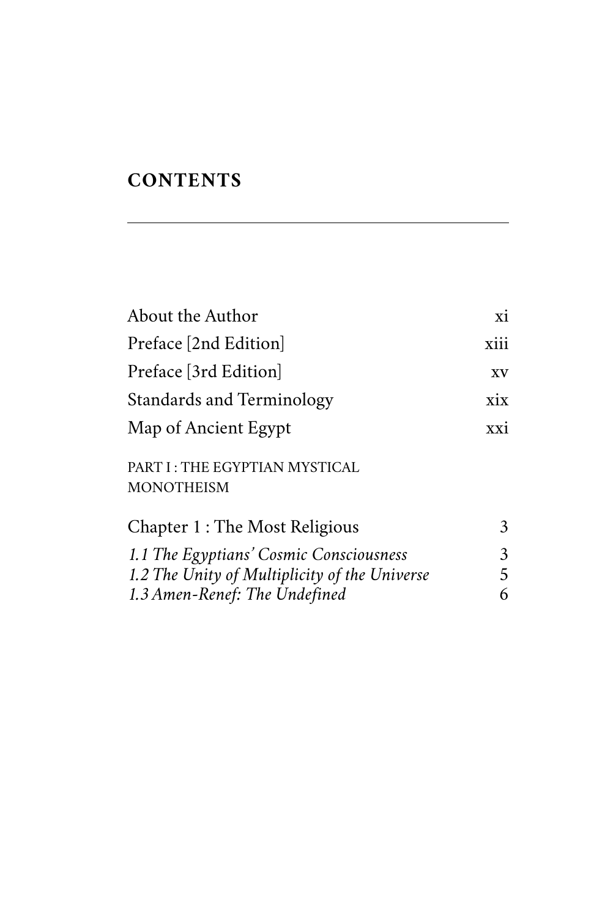# CONTENTS

| | |
|---|---|
| About the Author | xi |
| Preface [2nd Edition] | xiii |
| Preface [3rd Edition] | xv |
| Standards and Terminology | xix |
| Map of Ancient Egypt | xxi |

PART I : THE EGYPTIAN MYSTICAL MONOTHEISM

| | |
|---|---|
| Chapter 1 : The Most Religious | 3 |
| *1.1 The Egyptians' Cosmic Consciousness* | 3 |
| *1.2 The Unity of Multiplicity of the Universe* | 5 |
| *1.3 Amen-Renef: The Undefined* | 6 |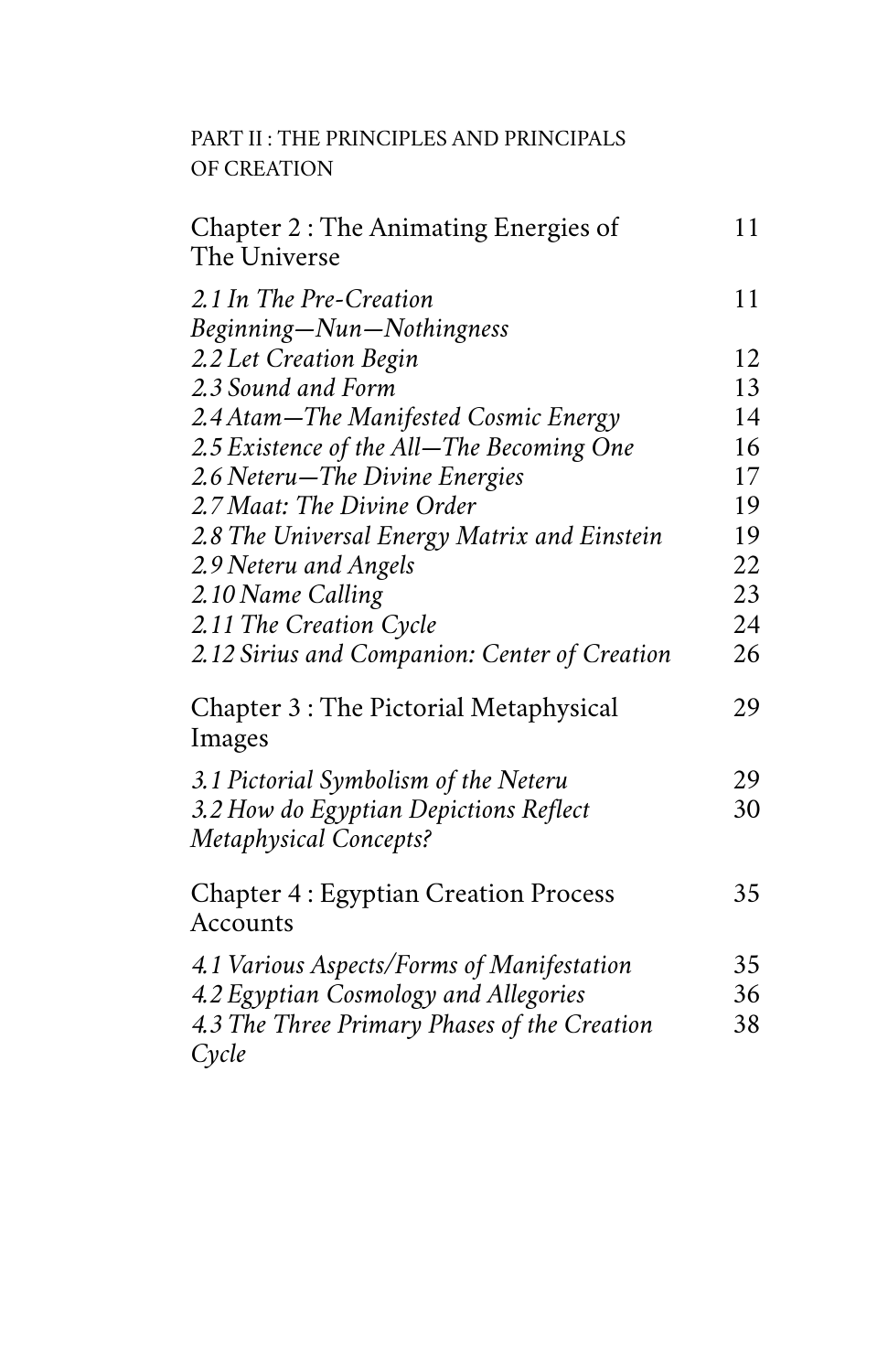PART II : THE PRINCIPLES AND PRINCIPALS OF CREATION

| | |
|---|---|
| Chapter 2 : The Animating Energies of The Universe | 11 |
| *2.1 In The Pre-Creation Beginning—Nun—Nothingness* | 11 |
| *2.2 Let Creation Begin* | 12 |
| *2.3 Sound and Form* | 13 |
| *2.4 Atam—The Manifested Cosmic Energy* | 14 |
| *2.5 Existence of the All—The Becoming One* | 16 |
| *2.6 Neteru—The Divine Energies* | 17 |
| *2.7 Maat: The Divine Order* | 19 |
| *2.8 The Universal Energy Matrix and Einstein* | 19 |
| *2.9 Neteru and Angels* | 22 |
| *2.10 Name Calling* | 23 |
| *2.11 The Creation Cycle* | 24 |
| *2.12 Sirius and Companion: Center of Creation* | 26 |
| Chapter 3 : The Pictorial Metaphysical Images | 29 |
| *3.1 Pictorial Symbolism of the Neteru* | 29 |
| *3.2 How do Egyptian Depictions Reflect Metaphysical Concepts?* | 30 |
| Chapter 4 : Egyptian Creation Process Accounts | 35 |
| *4.1 Various Aspects/Forms of Manifestation* | 35 |
| *4.2 Egyptian Cosmology and Allegories* | 36 |
| *4.3 The Three Primary Phases of the Creation Cycle* | 38 |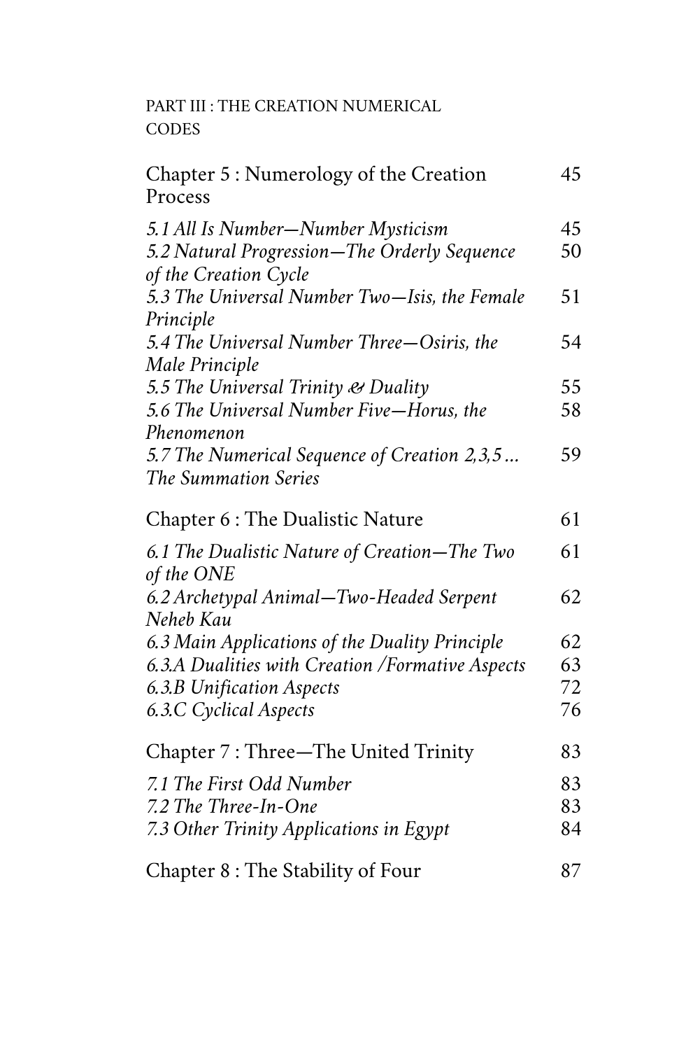PART III : THE CREATION NUMERICAL CODES

| | |
|---|---|
| Chapter 5 : Numerology of the Creation Process | 45 |
| *5.1 All Is Number—Number Mysticism* | 45 |
| *5.2 Natural Progression—The Orderly Sequence of the Creation Cycle* | 50 |
| *5.3 The Universal Number Two—Isis, the Female Principle* | 51 |
| *5.4 The Universal Number Three—Osiris, the Male Principle* | 54 |
| *5.5 The Universal Trinity & Duality* | 55 |
| *5.6 The Universal Number Five—Horus, the Phenomenon* | 58 |
| *5.7 The Numerical Sequence of Creation 2,3,5 ... The Summation Series* | 59 |
| Chapter 6 : The Dualistic Nature | 61 |
| *6.1 The Dualistic Nature of Creation—The Two of the ONE* | 61 |
| *6.2 Archetypal Animal—Two-Headed Serpent Neheb Kau* | 62 |
| *6.3 Main Applications of the Duality Principle* | 62 |
| *6.3.A Dualities with Creation /Formative Aspects* | 63 |
| *6.3.B Unification Aspects* | 72 |
| *6.3.C Cyclical Aspects* | 76 |
| Chapter 7 : Three—The United Trinity | 83 |
| *7.1 The First Odd Number* | 83 |
| *7.2 The Three-In-One* | 83 |
| *7.3 Other Trinity Applications in Egypt* | 84 |
| Chapter 8 : The Stability of Four | 87 |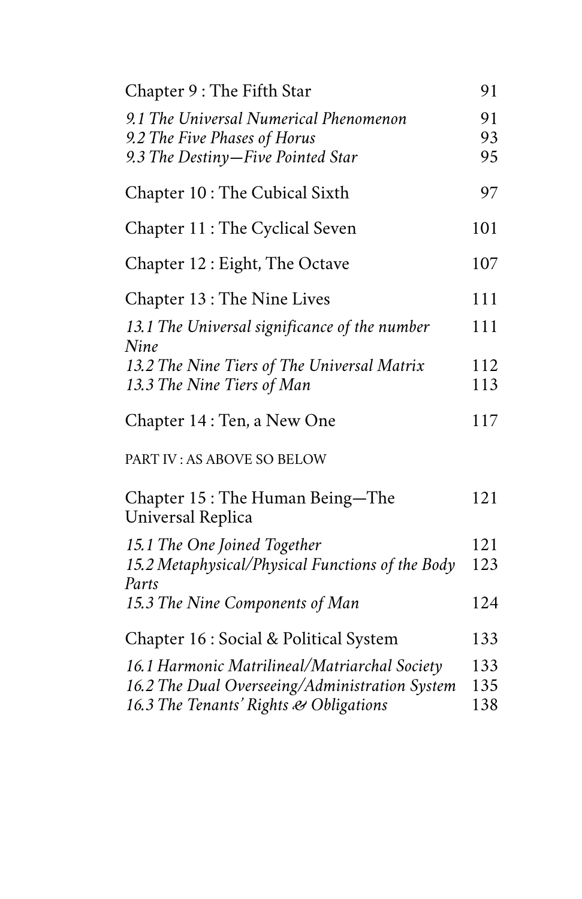| | |
|---|---|
| Chapter 9 : The Fifth Star | 91 |
| *9.1 The Universal Numerical Phenomenon* | 91 |
| *9.2 The Five Phases of Horus* | 93 |
| *9.3 The Destiny—Five Pointed Star* | 95 |
| Chapter 10 : The Cubical Sixth | 97 |
| Chapter 11 : The Cyclical Seven | 101 |
| Chapter 12 : Eight, The Octave | 107 |
| Chapter 13 : The Nine Lives | 111 |
| *13.1 The Universal significance of the number Nine* | 111 |
| *13.2 The Nine Tiers of The Universal Matrix* | 112 |
| *13.3 The Nine Tiers of Man* | 113 |
| Chapter 14 : Ten, a New One | 117 |

PART IV : AS ABOVE SO BELOW

| | |
|---|---|
| Chapter 15 : The Human Being—The Universal Replica | 121 |
| *15.1 The One Joined Together* | 121 |
| *15.2 Metaphysical/Physical Functions of the Body Parts* | 123 |
| *15.3 The Nine Components of Man* | 124 |
| Chapter 16 : Social & Political System | 133 |
| *16.1 Harmonic Matrilineal/Matriarchal Society* | 133 |
| *16.2 The Dual Overseeing/Administration System* | 135 |
| *16.3 The Tenants' Rights & Obligations* | 138 |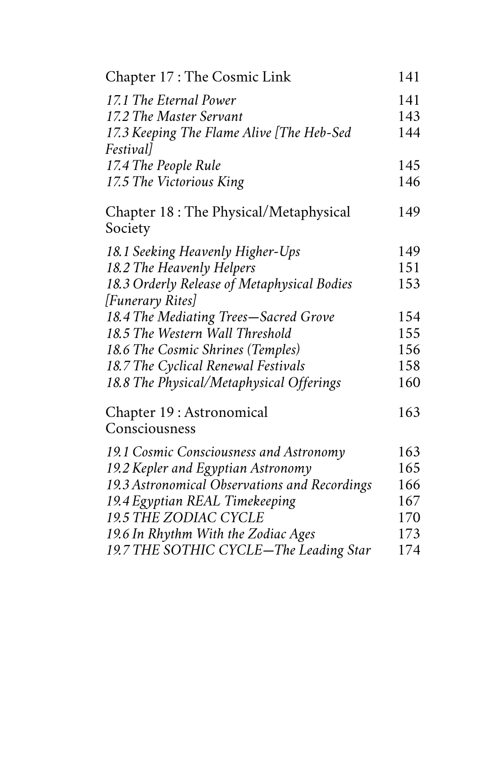| | |
|---|---|
| Chapter 17 : The Cosmic Link | 141 |
| *17.1 The Eternal Power* | 141 |
| *17.2 The Master Servant* | 143 |
| *17.3 Keeping The Flame Alive [The Heb-Sed Festival]* | 144 |
| *17.4 The People Rule* | 145 |
| *17.5 The Victorious King* | 146 |
| Chapter 18 : The Physical/Metaphysical Society | 149 |
| *18.1 Seeking Heavenly Higher-Ups* | 149 |
| *18.2 The Heavenly Helpers* | 151 |
| *18.3 Orderly Release of Metaphysical Bodies [Funerary Rites]* | 153 |
| *18.4 The Mediating Trees—Sacred Grove* | 154 |
| *18.5 The Western Wall Threshold* | 155 |
| *18.6 The Cosmic Shrines (Temples)* | 156 |
| *18.7 The Cyclical Renewal Festivals* | 158 |
| *18.8 The Physical/Metaphysical Offerings* | 160 |
| Chapter 19 : Astronomical Consciousness | 163 |
| *19.1 Cosmic Consciousness and Astronomy* | 163 |
| *19.2 Kepler and Egyptian Astronomy* | 165 |
| *19.3 Astronomical Observations and Recordings* | 166 |
| *19.4 Egyptian REAL Timekeeping* | 167 |
| *19.5 THE ZODIAC CYCLE* | 170 |
| *19.6 In Rhythm With the Zodiac Ages* | 173 |
| *19.7 THE SOTHIC CYCLE—The Leading Star* | 174 |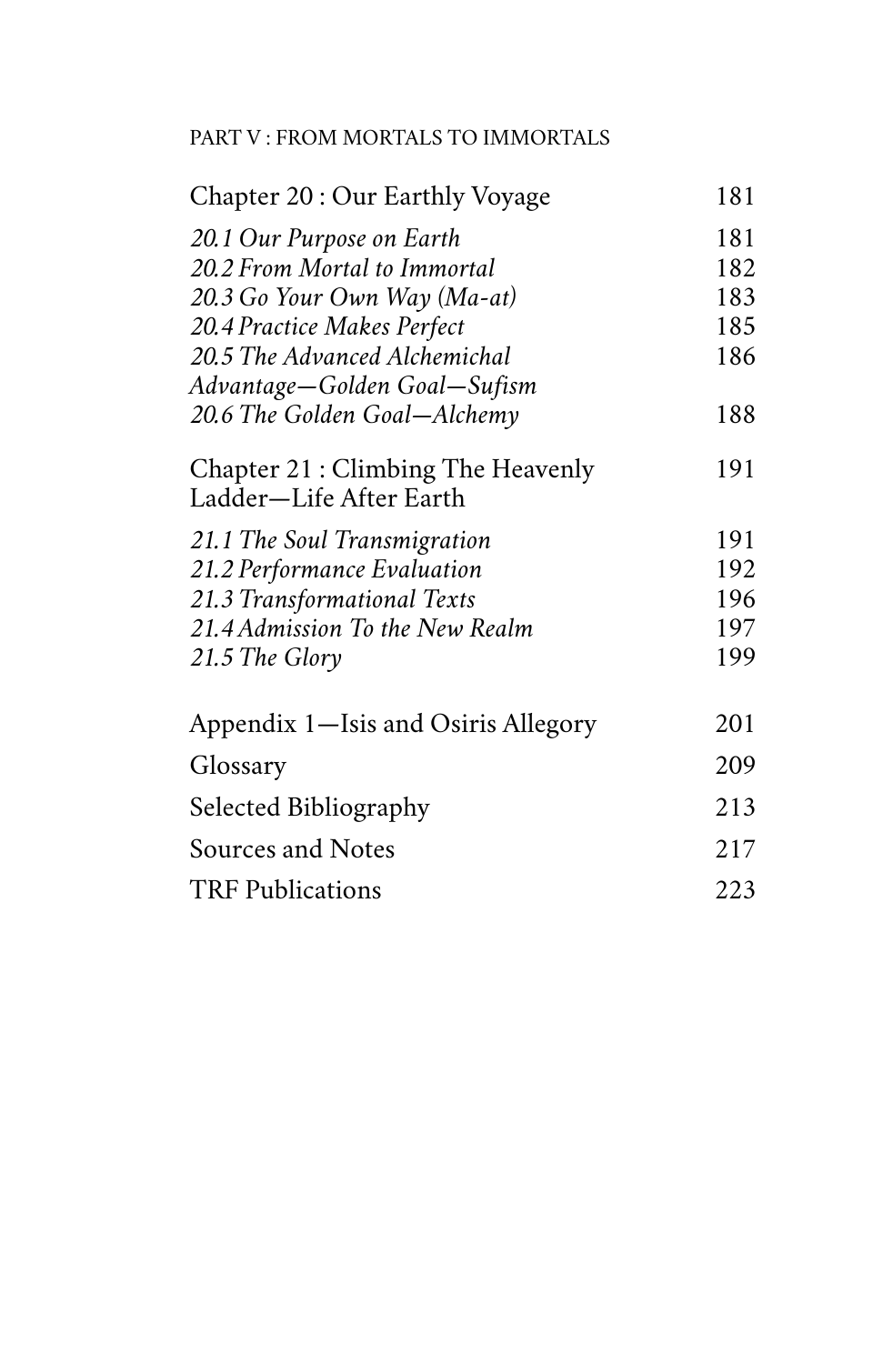PART V : FROM MORTALS TO IMMORTALS

| | |
|---|---|
| Chapter 20 : Our Earthly Voyage | 181 |
| *20.1 Our Purpose on Earth* | 181 |
| *20.2 From Mortal to Immortal* | 182 |
| *20.3 Go Your Own Way (Ma-at)* | 183 |
| *20.4 Practice Makes Perfect* | 185 |
| *20.5 The Advanced Alchemichal Advantage—Golden Goal—Sufism* | 186 |
| *20.6 The Golden Goal—Alchemy* | 188 |
| Chapter 21 : Climbing The Heavenly Ladder—Life After Earth | 191 |
| *21.1 The Soul Transmigration* | 191 |
| *21.2 Performance Evaluation* | 192 |
| *21.3 Transformational Texts* | 196 |
| *21.4 Admission To the New Realm* | 197 |
| *21.5 The Glory* | 199 |
| Appendix 1—Isis and Osiris Allegory | 201 |
| Glossary | 209 |
| Selected Bibliography | 213 |
| Sources and Notes | 217 |
| TRF Publications | 223 |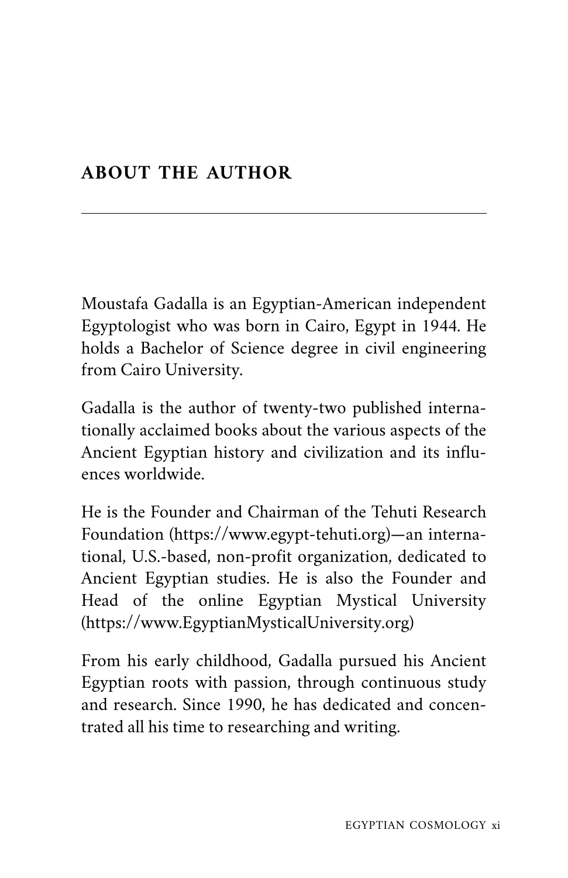## ABOUT THE AUTHOR

---

Moustafa Gadalla is an Egyptian-American independent Egyptologist who was born in Cairo, Egypt in 1944. He holds a Bachelor of Science degree in civil engineering from Cairo University.

Gadalla is the author of twenty-two published internationally acclaimed books about the various aspects of the Ancient Egyptian history and civilization and its influences worldwide.

He is the Founder and Chairman of the Tehuti Research Foundation (https://www.egypt-tehuti.org)—an international, U.S.-based, non-profit organization, dedicated to Ancient Egyptian studies. He is also the Founder and Head of the online Egyptian Mystical University (https://www.EgyptianMysticalUniversity.org)

From his early childhood, Gadalla pursued his Ancient Egyptian roots with passion, through continuous study and research. Since 1990, he has dedicated and concentrated all his time to researching and writing.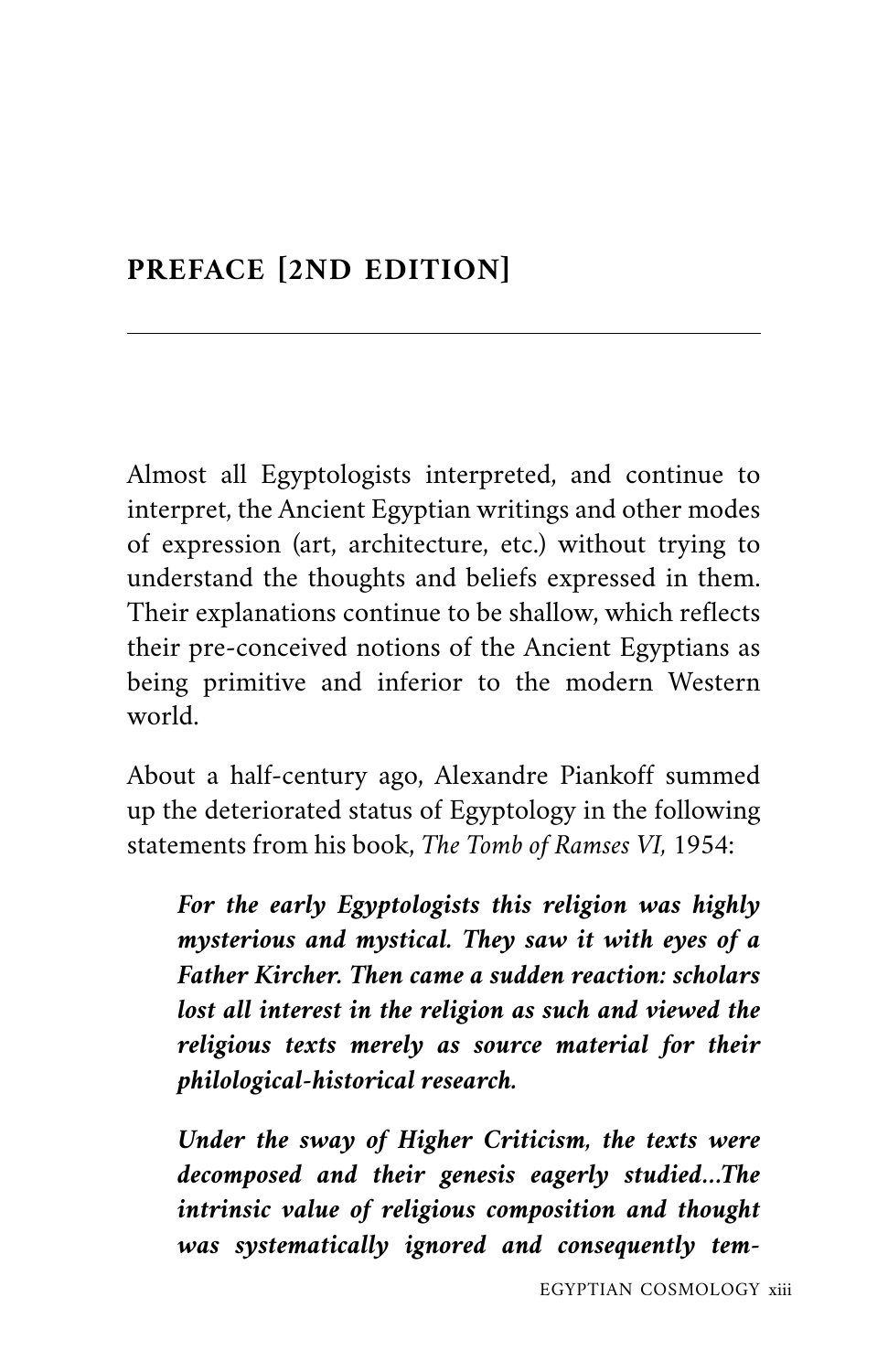## PREFACE [2ND EDITION]

Almost all Egyptologists interpreted, and continue to interpret, the Ancient Egyptian writings and other modes of expression (art, architecture, etc.) without trying to understand the thoughts and beliefs expressed in them. Their explanations continue to be shallow, which reflects their pre-conceived notions of the Ancient Egyptians as being primitive and inferior to the modern Western world.

About a half-century ago, Alexandre Piankoff summed up the deteriorated status of Egyptology in the following statements from his book, *The Tomb of Ramses VI,* 1954:

> ***For the early Egyptologists this religion was highly mysterious and mystical. They saw it with eyes of a Father Kircher. Then came a sudden reaction: scholars lost all interest in the religion as such and viewed the religious texts merely as source material for their philological-historical research.***
>
> ***Under the sway of Higher Criticism, the texts were decomposed and their genesis eagerly studied...The intrinsic value of religious composition and thought was systematically ignored and consequently tem-***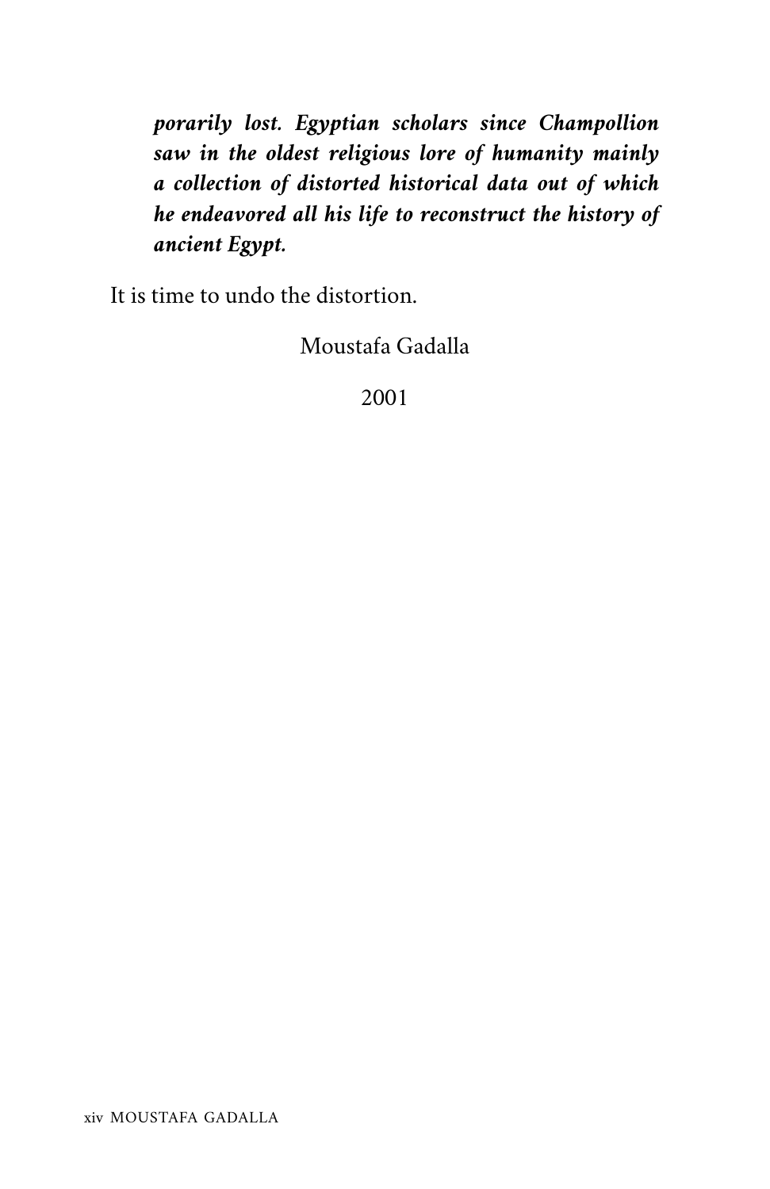***porarily lost. Egyptian scholars since Champollion saw in the oldest religious lore of humanity mainly a collection of distorted historical data out of which he endeavored all his life to reconstruct the history of ancient Egypt.***

It is time to undo the distortion.

Moustafa Gadalla

2001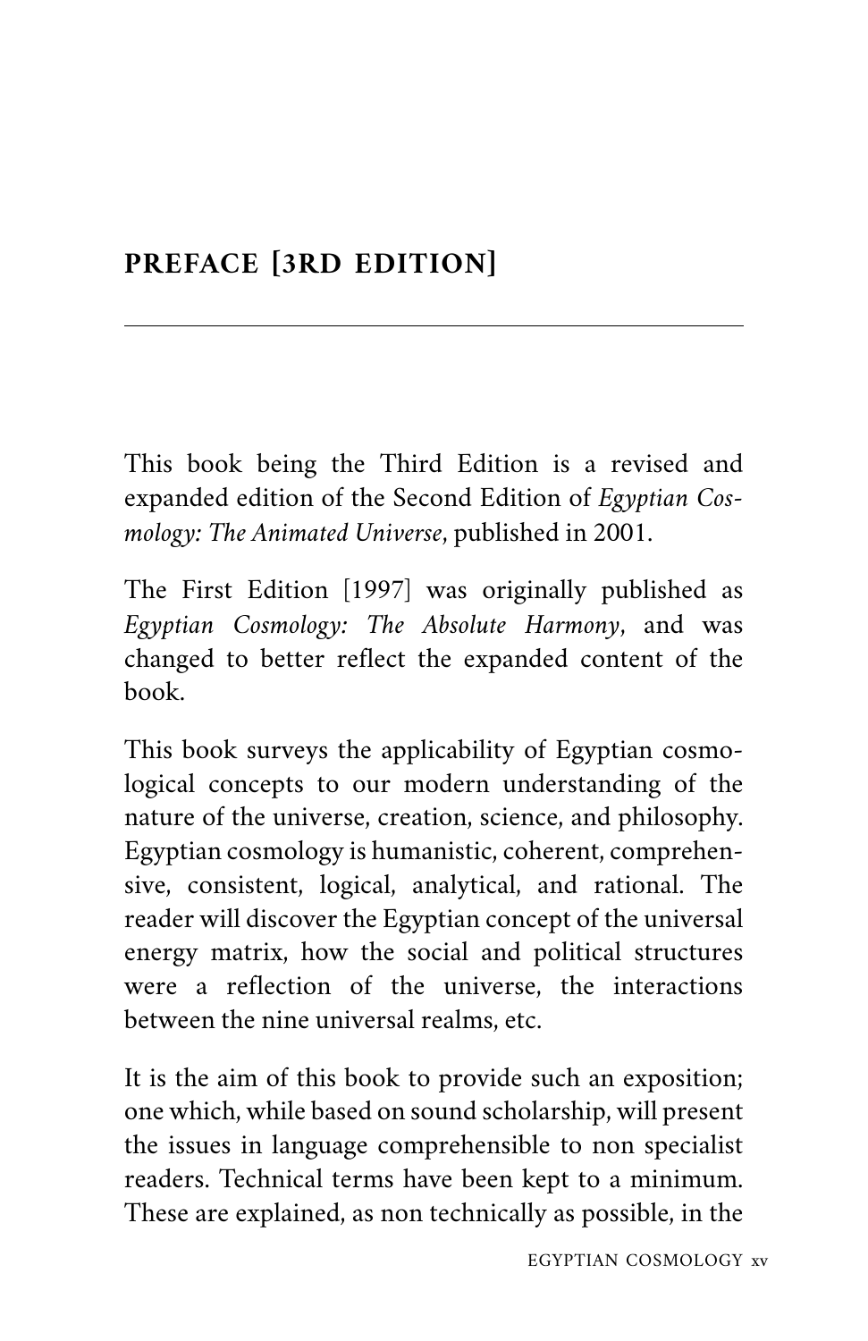## PREFACE [3RD EDITION]

This book being the Third Edition is a revised and expanded edition of the Second Edition of *Egyptian Cosmology: The Animated Universe*, published in 2001.

The First Edition [1997] was originally published as *Egyptian Cosmology: The Absolute Harmony*, and was changed to better reflect the expanded content of the book.

This book surveys the applicability of Egyptian cosmological concepts to our modern understanding of the nature of the universe, creation, science, and philosophy. Egyptian cosmology is humanistic, coherent, comprehensive, consistent, logical, analytical, and rational. The reader will discover the Egyptian concept of the universal energy matrix, how the social and political structures were a reflection of the universe, the interactions between the nine universal realms, etc.

It is the aim of this book to provide such an exposition; one which, while based on sound scholarship, will present the issues in language comprehensible to non specialist readers. Technical terms have been kept to a minimum. These are explained, as non technically as possible, in the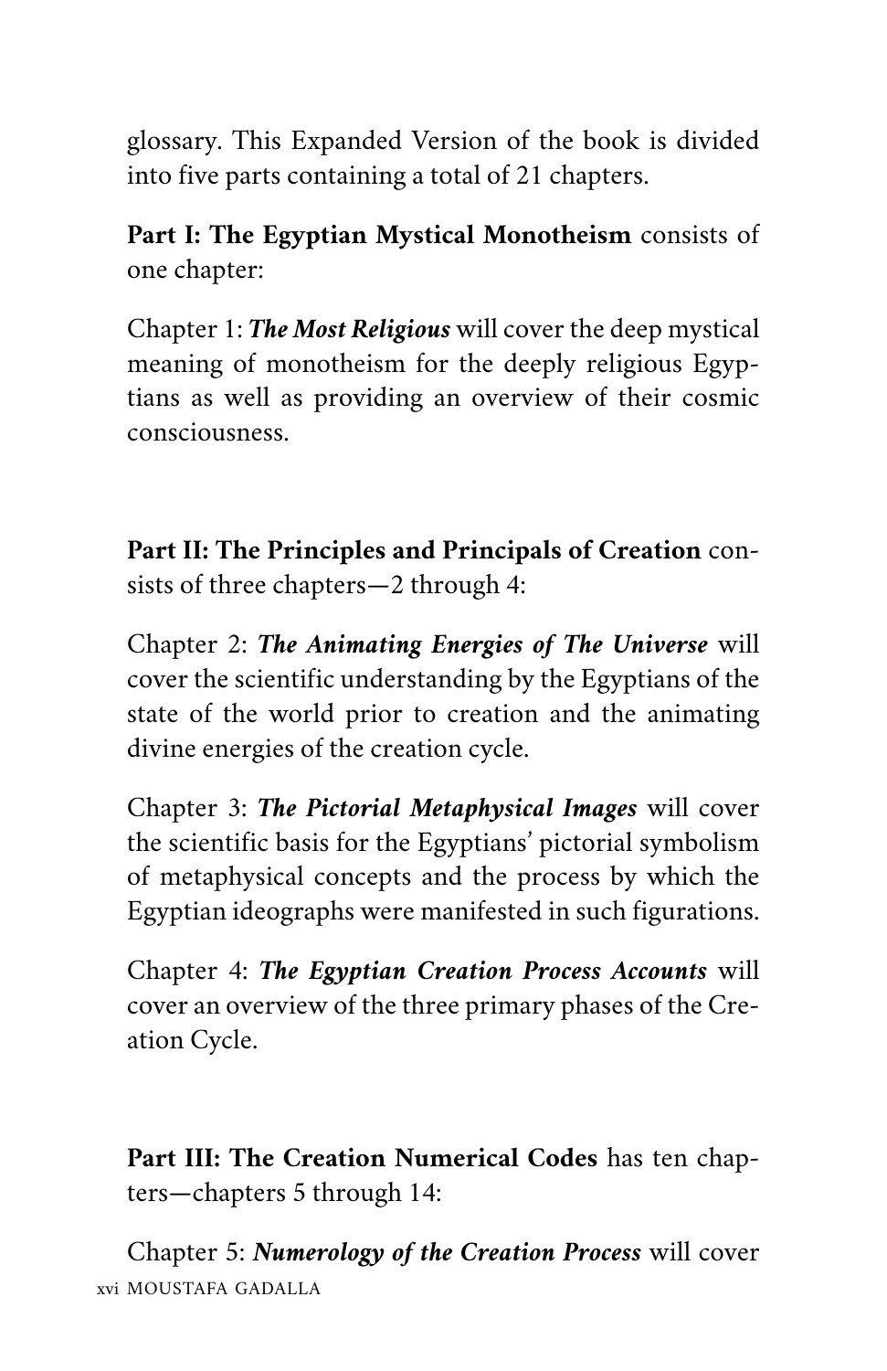glossary. This Expanded Version of the book is divided into five parts containing a total of 21 chapters.

**Part I: The Egyptian Mystical Monotheism** consists of one chapter:

Chapter 1: ***The Most Religious*** will cover the deep mystical meaning of monotheism for the deeply religious Egyptians as well as providing an overview of their cosmic consciousness.

**Part II: The Principles and Principals of Creation** consists of three chapters—2 through 4:

Chapter 2: ***The Animating Energies of The Universe*** will cover the scientific understanding by the Egyptians of the state of the world prior to creation and the animating divine energies of the creation cycle.

Chapter 3: ***The Pictorial Metaphysical Images*** will cover the scientific basis for the Egyptians' pictorial symbolism of metaphysical concepts and the process by which the Egyptian ideographs were manifested in such figurations.

Chapter 4: ***The Egyptian Creation Process Accounts*** will cover an overview of the three primary phases of the Creation Cycle.

**Part III: The Creation Numerical Codes** has ten chapters—chapters 5 through 14:

Chapter 5: ***Numerology of the Creation Process*** will cover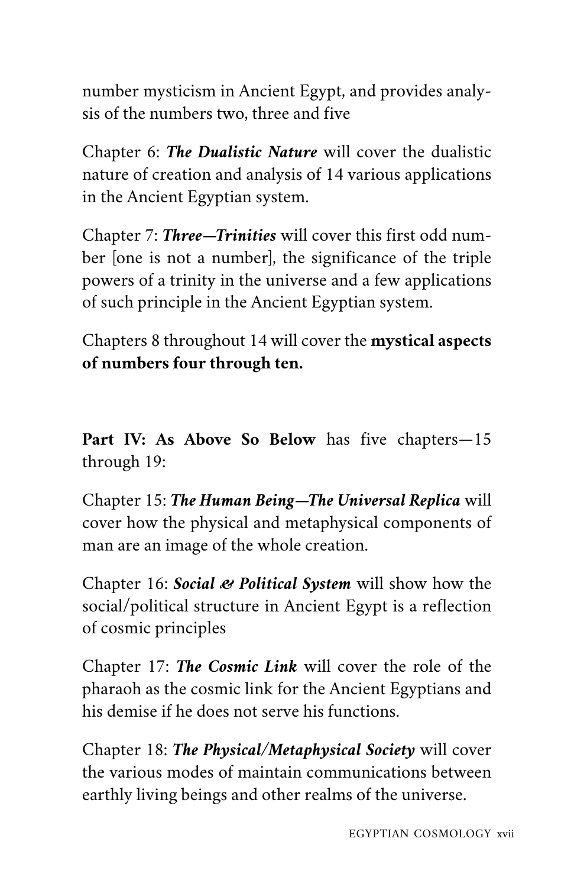number mysticism in Ancient Egypt, and provides analysis of the numbers two, three and five

Chapter 6: ***The Dualistic Nature*** will cover the dualistic nature of creation and analysis of 14 various applications in the Ancient Egyptian system.

Chapter 7: ***Three—Trinities*** will cover this first odd number [one is not a number], the significance of the triple powers of a trinity in the universe and a few applications of such principle in the Ancient Egyptian system.

Chapters 8 throughout 14 will cover the **mystical aspects of numbers four through ten.**

**Part IV: As Above So Below** has five chapters—15 through 19:

Chapter 15: ***The Human Being—The Universal Replica*** will cover how the physical and metaphysical components of man are an image of the whole creation.

Chapter 16: ***Social & Political System*** will show how the social/political structure in Ancient Egypt is a reflection of cosmic principles

Chapter 17: ***The Cosmic Link*** will cover the role of the pharaoh as the cosmic link for the Ancient Egyptians and his demise if he does not serve his functions.

Chapter 18: ***The Physical/Metaphysical Society*** will cover the various modes of maintain communications between earthly living beings and other realms of the universe.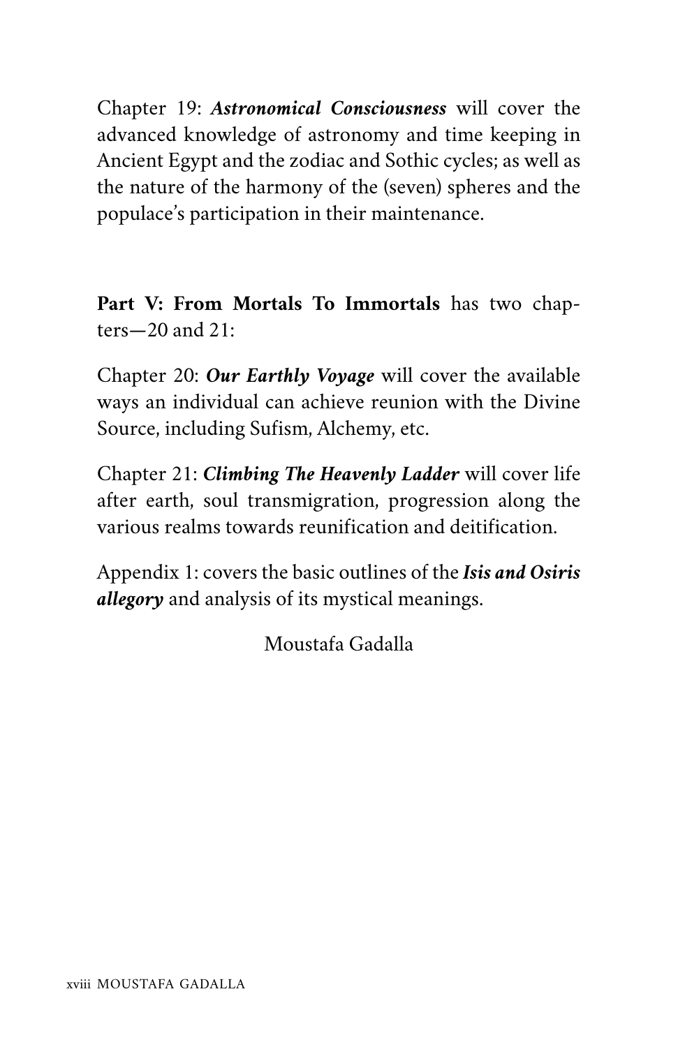Chapter 19: ***Astronomical Consciousness*** will cover the advanced knowledge of astronomy and time keeping in Ancient Egypt and the zodiac and Sothic cycles; as well as the nature of the harmony of the (seven) spheres and the populace's participation in their maintenance.

**Part V: From Mortals To Immortals** has two chapters—20 and 21:

Chapter 20: ***Our Earthly Voyage*** will cover the available ways an individual can achieve reunion with the Divine Source, including Sufism, Alchemy, etc.

Chapter 21: ***Climbing The Heavenly Ladder*** will cover life after earth, soul transmigration, progression along the various realms towards reunification and deitification.

Appendix 1: covers the basic outlines of the ***Isis and Osiris allegory*** and analysis of its mystical meanings.

Moustafa Gadalla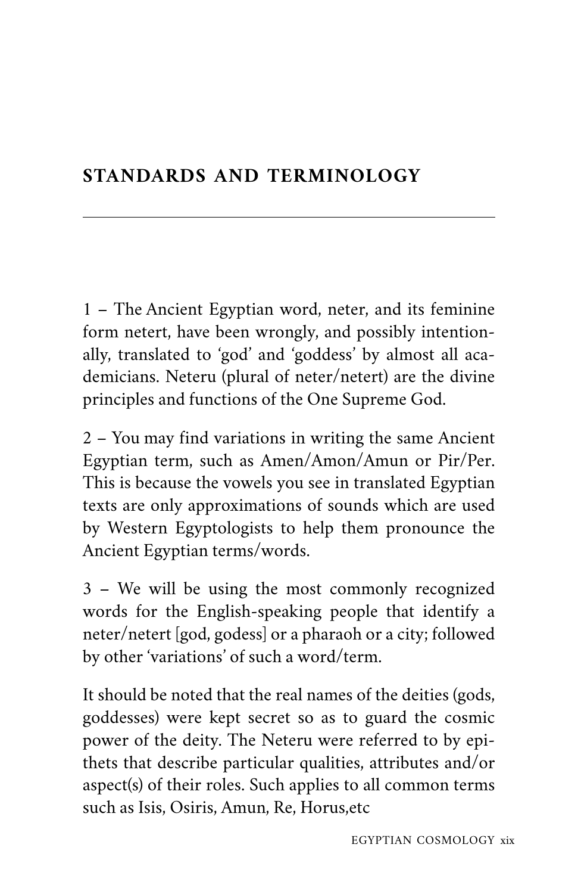## STANDARDS AND TERMINOLOGY

1 – The Ancient Egyptian word, neter, and its feminine form netert, have been wrongly, and possibly intentionally, translated to 'god' and 'goddess' by almost all academicians. Neteru (plural of neter/netert) are the divine principles and functions of the One Supreme God.

2 – You may find variations in writing the same Ancient Egyptian term, such as Amen/Amon/Amun or Pir/Per. This is because the vowels you see in translated Egyptian texts are only approximations of sounds which are used by Western Egyptologists to help them pronounce the Ancient Egyptian terms/words.

3 – We will be using the most commonly recognized words for the English-speaking people that identify a neter/netert [god, godess] or a pharaoh or a city; followed by other 'variations' of such a word/term.

It should be noted that the real names of the deities (gods, goddesses) were kept secret so as to guard the cosmic power of the deity. The Neteru were referred to by epithets that describe particular qualities, attributes and/or aspect(s) of their roles. Such applies to all common terms such as Isis, Osiris, Amun, Re, Horus,etc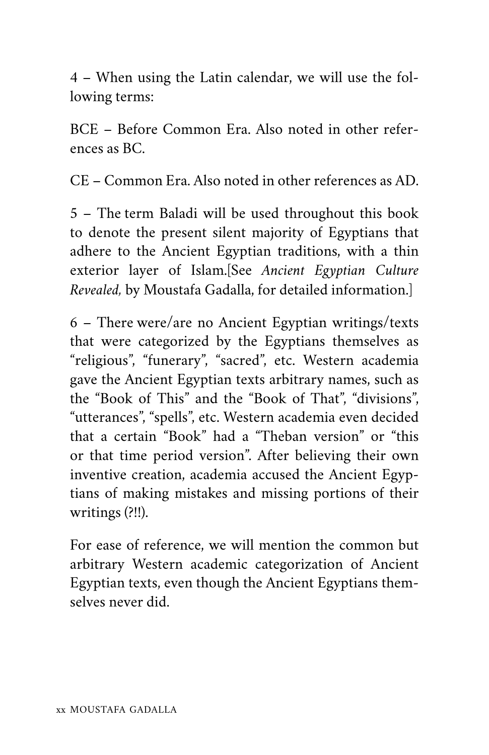4 – When using the Latin calendar, we will use the following terms:

BCE – Before Common Era. Also noted in other references as BC.

CE – Common Era. Also noted in other references as AD.

5 – The term Baladi will be used throughout this book to denote the present silent majority of Egyptians that adhere to the Ancient Egyptian traditions, with a thin exterior layer of Islam.[See *Ancient Egyptian Culture Revealed,* by Moustafa Gadalla, for detailed information.]

6 – There were/are no Ancient Egyptian writings/texts that were categorized by the Egyptians themselves as "religious", "funerary", "sacred", etc. Western academia gave the Ancient Egyptian texts arbitrary names, such as the "Book of This" and the "Book of That", "divisions", "utterances", "spells", etc. Western academia even decided that a certain "Book" had a "Theban version" or "this or that time period version". After believing their own inventive creation, academia accused the Ancient Egyptians of making mistakes and missing portions of their writings (?!!).

For ease of reference, we will mention the common but arbitrary Western academic categorization of Ancient Egyptian texts, even though the Ancient Egyptians themselves never did.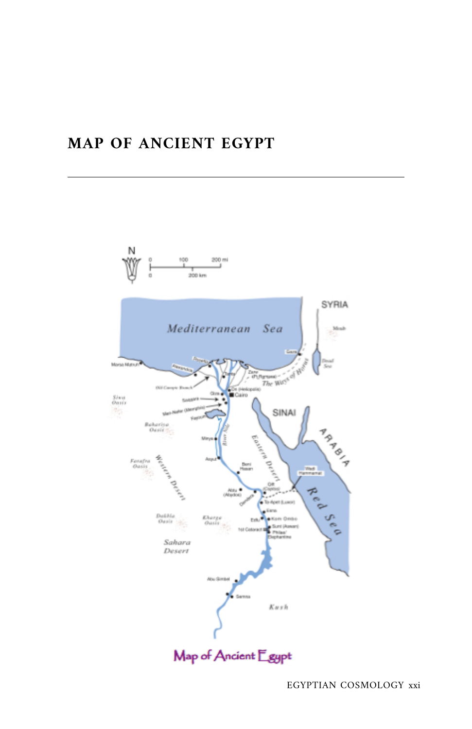# MAP OF ANCIENT EGYPT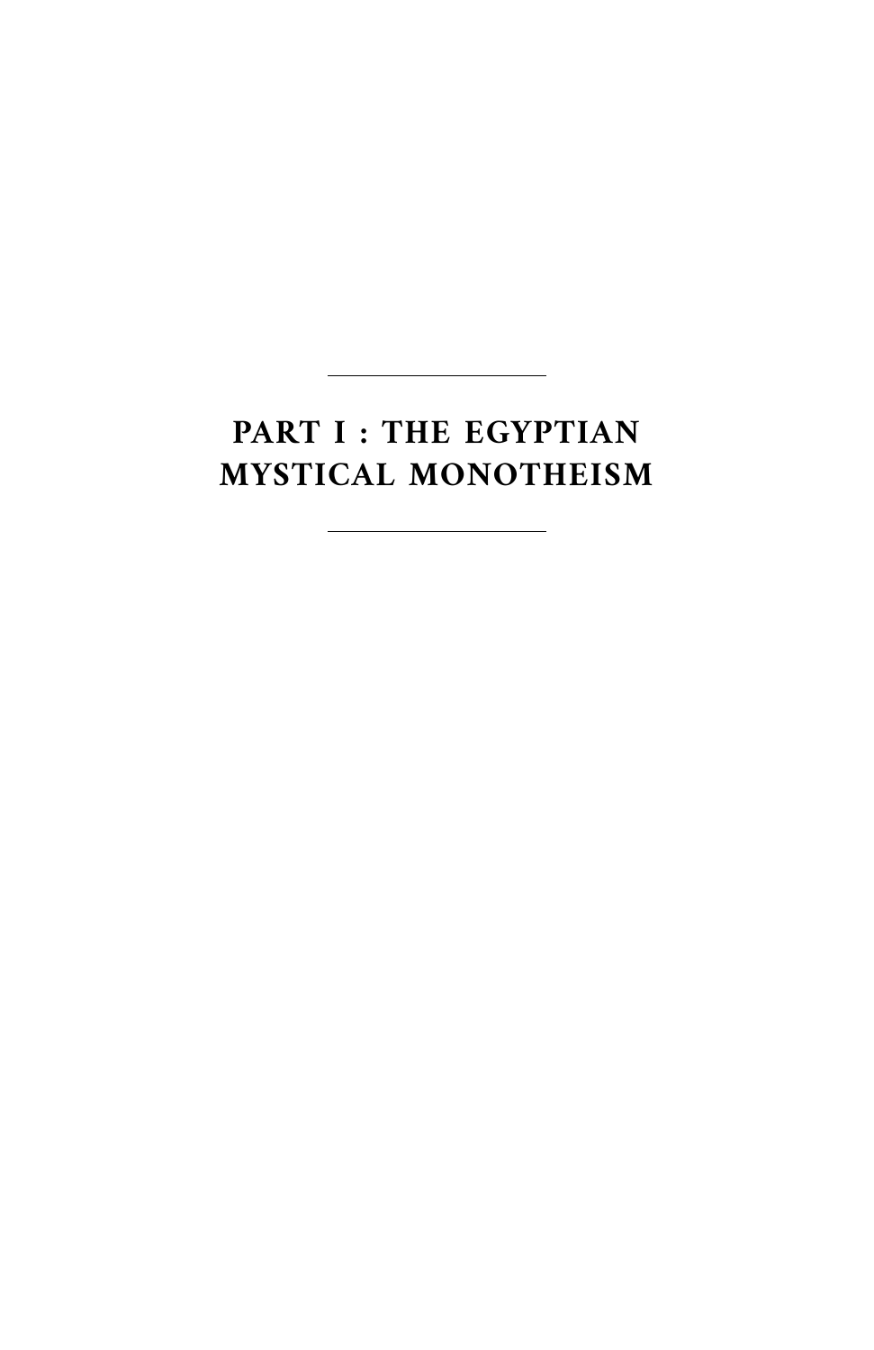# PART I : THE EGYPTIAN MYSTICAL MONOTHEISM